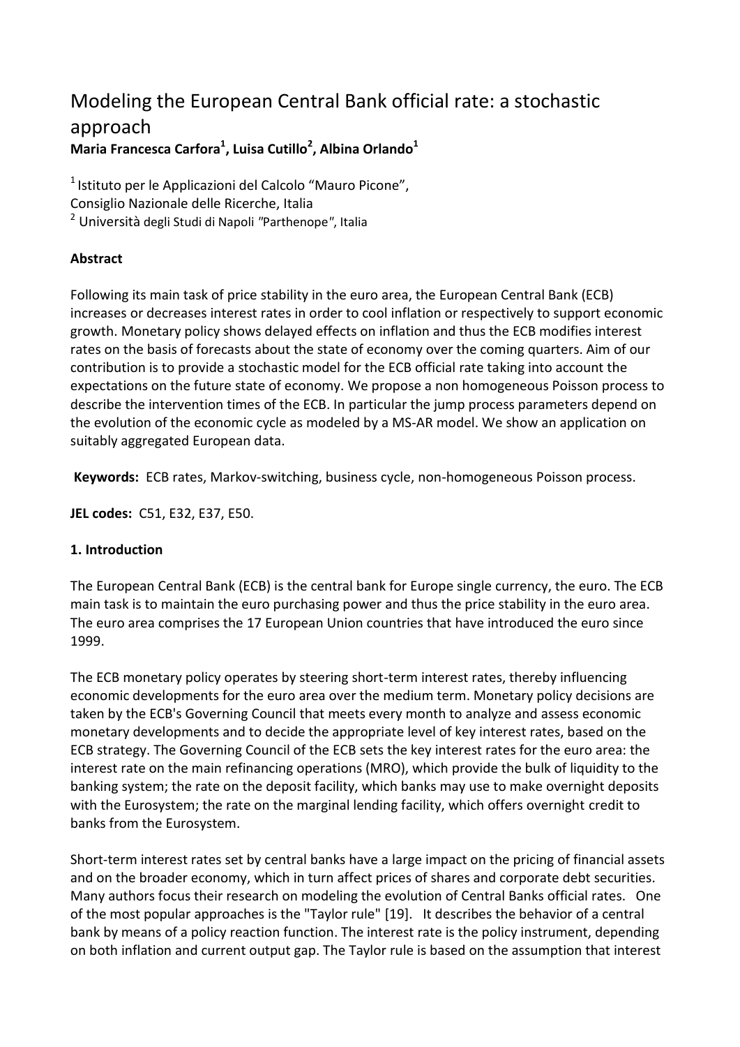# Modeling the European Central Bank official rate: a stochastic approach

**Maria Francesca Carfora[1], Luisa Cutillo[2], Albina Orlando[1]**

[1] Istituto per le Applicazioni del Calcolo "Mauro Picone",
Consiglio Nazionale delle Ricerche, Italia
[2] Università degli Studi di Napoli "Parthenope", Italia

**Abstract**

Following its main task of price stability in the euro area, the European Central Bank (ECB) increases or decreases interest rates in order to cool inflation or respectively to support economic growth. Monetary policy shows delayed effects on inflation and thus the ECB modifies interest rates on the basis of forecasts about the state of economy over the coming quarters. Aim of our contribution is to provide a stochastic model for the ECB official rate taking into account the expectations on the future state of economy. We propose a non homogeneous Poisson process to describe the intervention times of the ECB. In particular the jump process parameters depend on the evolution of the economic cycle as modeled by a MS-AR model. We show an application on suitably aggregated European data.

**Keywords:** ECB rates, Markov-switching, business cycle, non-homogeneous Poisson process.

**JEL codes:** C51, E32, E37, E50.

**1. Introduction**

The European Central Bank (ECB) is the central bank for Europe single currency, the euro. The ECB main task is to maintain the euro purchasing power and thus the price stability in the euro area. The euro area comprises the 17 European Union countries that have introduced the euro since 1999.

The ECB monetary policy operates by steering short-term interest rates, thereby influencing economic developments for the euro area over the medium term. Monetary policy decisions are taken by the ECB's Governing Council that meets every month to analyze and assess economic monetary developments and to decide the appropriate level of key interest rates, based on the ECB strategy. The Governing Council of the ECB sets the key interest rates for the euro area: the interest rate on the main refinancing operations (MRO), which provide the bulk of liquidity to the banking system; the rate on the deposit facility, which banks may use to make overnight deposits with the Eurosystem; the rate on the marginal lending facility, which offers overnight credit to banks from the Eurosystem.

Short-term interest rates set by central banks have a large impact on the pricing of financial assets and on the broader economy, which in turn affect prices of shares and corporate debt securities. Many authors focus their research on modeling the evolution of Central Banks official rates. One of the most popular approaches is the "Taylor rule" [19]. It describes the behavior of a central bank by means of a policy reaction function. The interest rate is the policy instrument, depending on both inflation and current output gap. The Taylor rule is based on the assumption that interest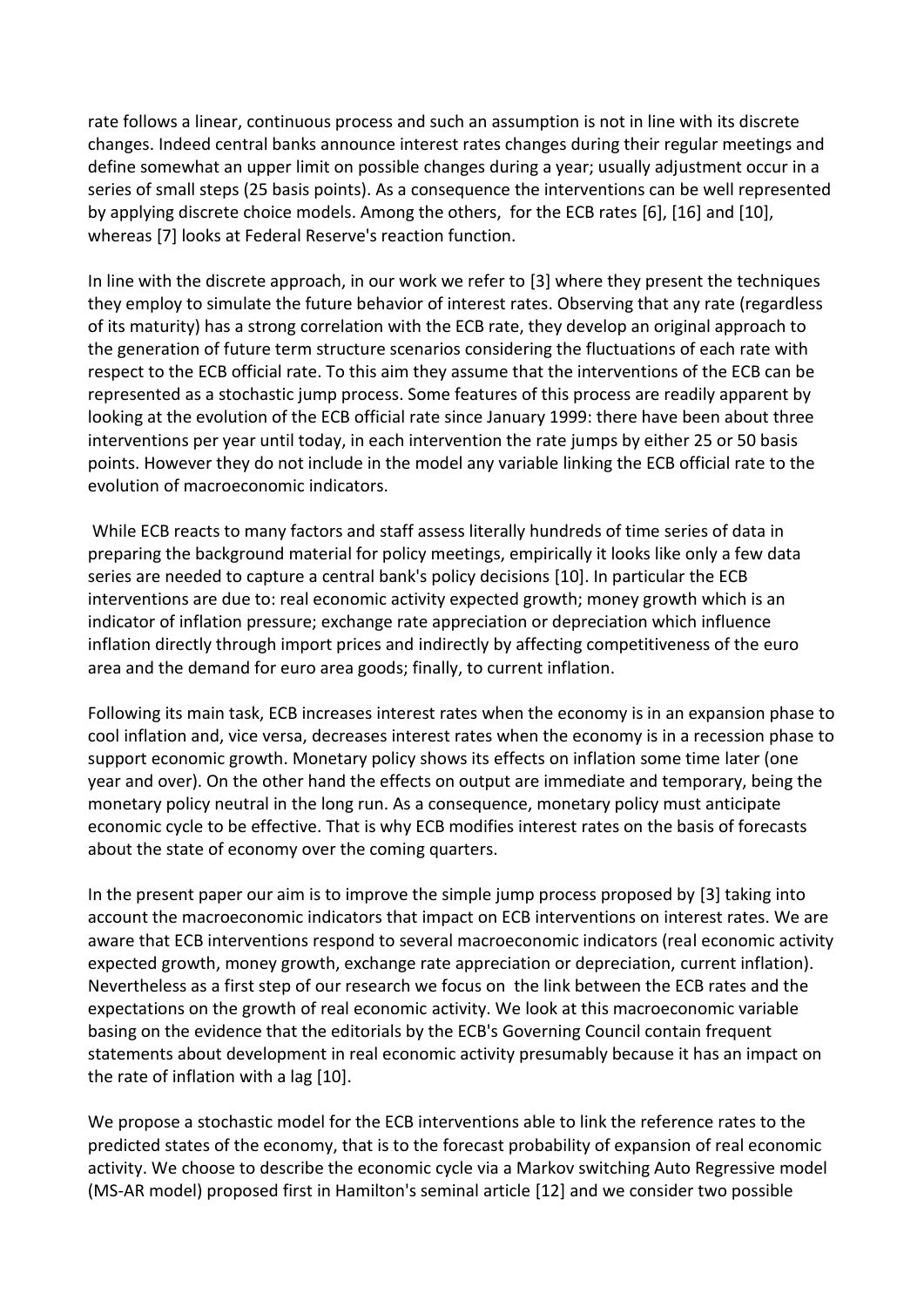rate follows a linear, continuous process and such an assumption is not in line with its discrete changes. Indeed central banks announce interest rates changes during their regular meetings and define somewhat an upper limit on possible changes during a year; usually adjustment occur in a series of small steps (25 basis points). As a consequence the interventions can be well represented by applying discrete choice models. Among the others, for the ECB rates [6], [16] and [10], whereas [7] looks at Federal Reserve's reaction function.

In line with the discrete approach, in our work we refer to [3] where they present the techniques they employ to simulate the future behavior of interest rates. Observing that any rate (regardless of its maturity) has a strong correlation with the ECB rate, they develop an original approach to the generation of future term structure scenarios considering the fluctuations of each rate with respect to the ECB official rate. To this aim they assume that the interventions of the ECB can be represented as a stochastic jump process. Some features of this process are readily apparent by looking at the evolution of the ECB official rate since January 1999: there have been about three interventions per year until today, in each intervention the rate jumps by either 25 or 50 basis points. However they do not include in the model any variable linking the ECB official rate to the evolution of macroeconomic indicators.

While ECB reacts to many factors and staff assess literally hundreds of time series of data in preparing the background material for policy meetings, empirically it looks like only a few data series are needed to capture a central bank's policy decisions [10]. In particular the ECB interventions are due to: real economic activity expected growth; money growth which is an indicator of inflation pressure; exchange rate appreciation or depreciation which influence inflation directly through import prices and indirectly by affecting competitiveness of the euro area and the demand for euro area goods; finally, to current inflation.

Following its main task, ECB increases interest rates when the economy is in an expansion phase to cool inflation and, vice versa, decreases interest rates when the economy is in a recession phase to support economic growth. Monetary policy shows its effects on inflation some time later (one year and over). On the other hand the effects on output are immediate and temporary, being the monetary policy neutral in the long run. As a consequence, monetary policy must anticipate economic cycle to be effective. That is why ECB modifies interest rates on the basis of forecasts about the state of economy over the coming quarters.

In the present paper our aim is to improve the simple jump process proposed by [3] taking into account the macroeconomic indicators that impact on ECB interventions on interest rates. We are aware that ECB interventions respond to several macroeconomic indicators (real economic activity expected growth, money growth, exchange rate appreciation or depreciation, current inflation). Nevertheless as a first step of our research we focus on the link between the ECB rates and the expectations on the growth of real economic activity. We look at this macroeconomic variable basing on the evidence that the editorials by the ECB's Governing Council contain frequent statements about development in real economic activity presumably because it has an impact on the rate of inflation with a lag [10].

We propose a stochastic model for the ECB interventions able to link the reference rates to the predicted states of the economy, that is to the forecast probability of expansion of real economic activity. We choose to describe the economic cycle via a Markov switching Auto Regressive model (MS-AR model) proposed first in Hamilton's seminal article [12] and we consider two possible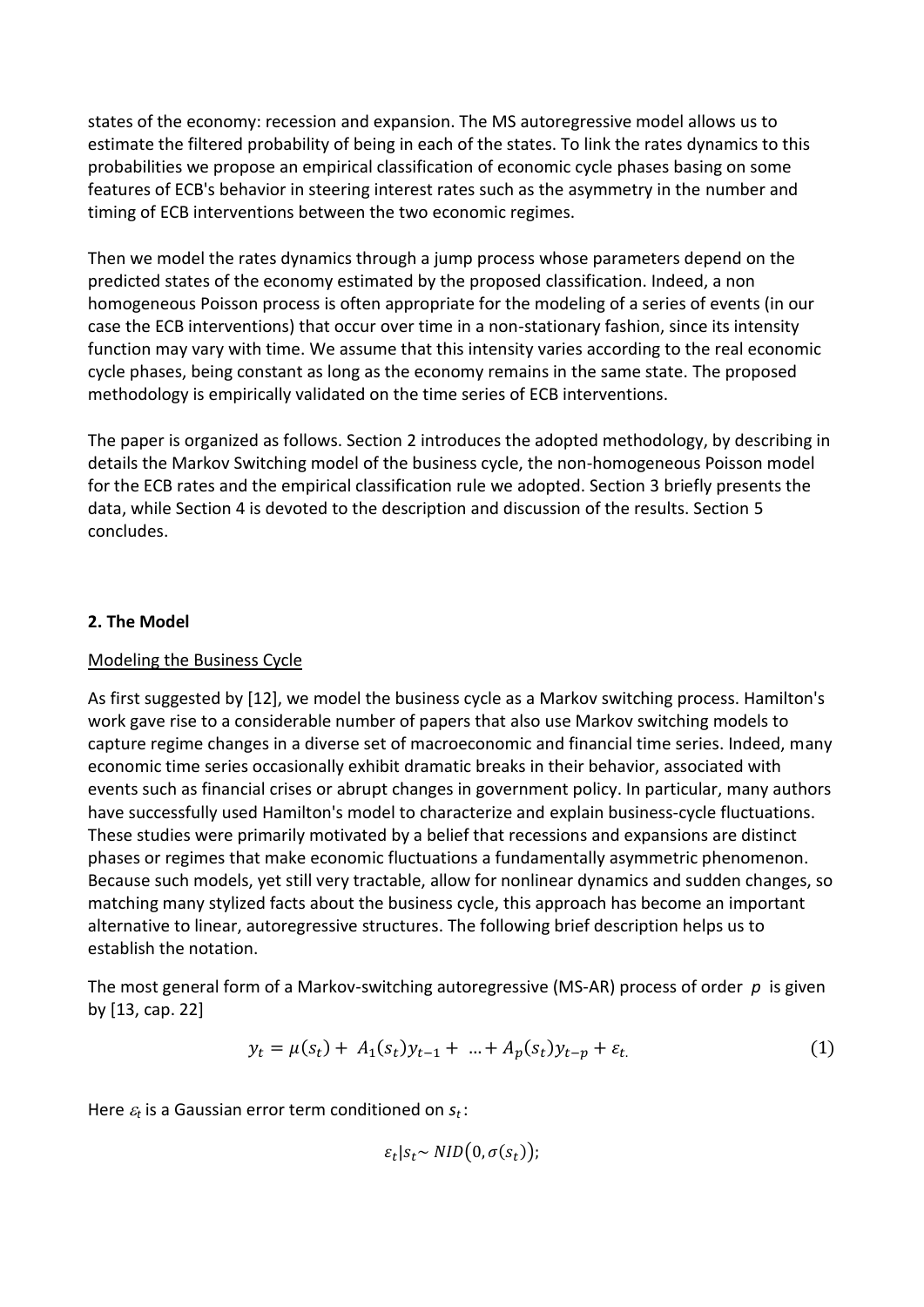states of the economy: recession and expansion. The MS autoregressive model allows us to estimate the filtered probability of being in each of the states. To link the rates dynamics to this probabilities we propose an empirical classification of economic cycle phases basing on some features of ECB's behavior in steering interest rates such as the asymmetry in the number and timing of ECB interventions between the two economic regimes.

Then we model the rates dynamics through a jump process whose parameters depend on the predicted states of the economy estimated by the proposed classification. Indeed, a non homogeneous Poisson process is often appropriate for the modeling of a series of events (in our case the ECB interventions) that occur over time in a non-stationary fashion, since its intensity function may vary with time. We assume that this intensity varies according to the real economic cycle phases, being constant as long as the economy remains in the same state. The proposed methodology is empirically validated on the time series of ECB interventions.

The paper is organized as follows. Section 2 introduces the adopted methodology, by describing in details the Markov Switching model of the business cycle, the non-homogeneous Poisson model for the ECB rates and the empirical classification rule we adopted. Section 3 briefly presents the data, while Section 4 is devoted to the description and discussion of the results. Section 5 concludes.

## 2. The Model

### Modeling the Business Cycle

As first suggested by [12], we model the business cycle as a Markov switching process. Hamilton's work gave rise to a considerable number of papers that also use Markov switching models to capture regime changes in a diverse set of macroeconomic and financial time series. Indeed, many economic time series occasionally exhibit dramatic breaks in their behavior, associated with events such as financial crises or abrupt changes in government policy. In particular, many authors have successfully used Hamilton's model to characterize and explain business-cycle fluctuations. These studies were primarily motivated by a belief that recessions and expansions are distinct phases or regimes that make economic fluctuations a fundamentally asymmetric phenomenon. Because such models, yet still very tractable, allow for nonlinear dynamics and sudden changes, so matching many stylized facts about the business cycle, this approach has become an important alternative to linear, autoregressive structures. The following brief description helps us to establish the notation.

The most general form of a Markov-switching autoregressive (MS-AR) process of order $p$ is given by [13, cap. 22]

$$y_t = \mu(s_t) + A_1(s_t)y_{t-1} + \ldots + A_p(s_t)y_{t-p} + \varepsilon_{t.} \tag{1}$$

Here $\varepsilon_t$ is a Gaussian error term conditioned on $s_t$:

$$\varepsilon_t | s_t \sim NID\big(0, \sigma(s_t)\big);$$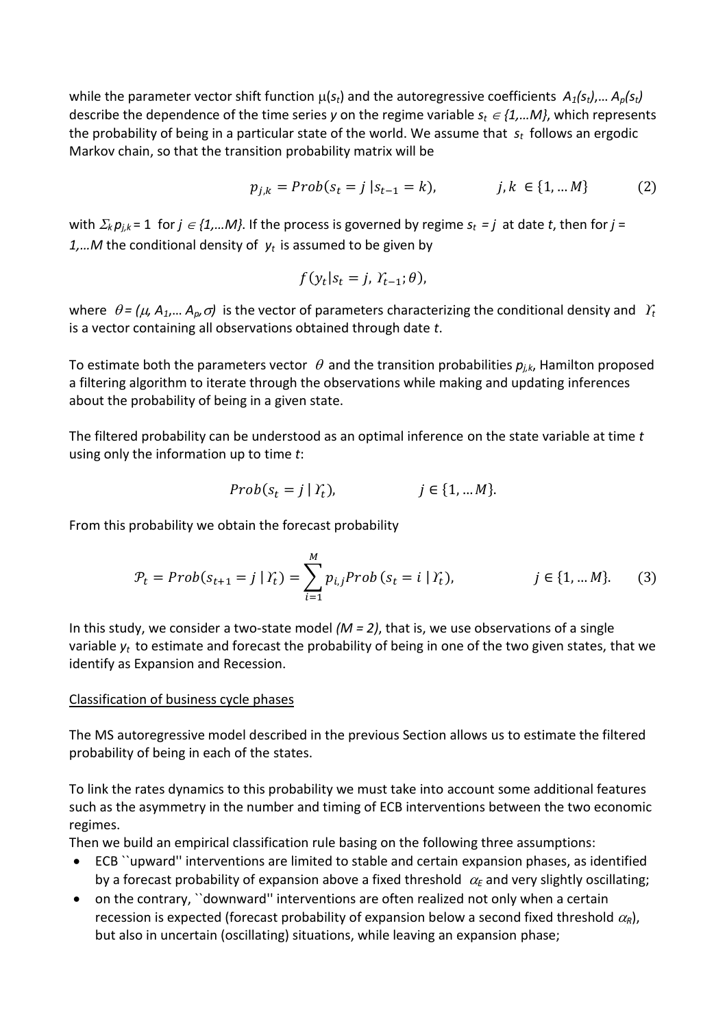while the parameter vector shift function $\mu(s_t)$ and the autoregressive coefficients $A_1(s_t),\ldots A_p(s_t)$ describe the dependence of the time series $y$ on the regime variable $s_t \in \{1,\ldots M\}$, which represents the probability of being in a particular state of the world. We assume that $s_t$ follows an ergodic Markov chain, so that the transition probability matrix will be

$$p_{j,k} = Prob(s_t = j \,|s_{t-1} = k), \qquad\qquad j,k \in \{1,\ldots M\} \tag{2}$$

with $\Sigma_k p_{j,k} = 1$ for $j \in \{1,\ldots M\}$. If the process is governed by regime $s_t = j$ at date $t$, then for $j = 1,\ldots M$ the conditional density of $y_t$ is assumed to be given by

$$f(y_t | s_t = j, \Upsilon_{t-1}; \theta),$$

where $\theta = (\mu, A_1,\ldots A_p, \sigma)$ is the vector of parameters characterizing the conditional density and $\Upsilon_t$ is a vector containing all observations obtained through date $t$.

To estimate both the parameters vector $\theta$ and the transition probabilities $p_{j,k}$, Hamilton proposed a filtering algorithm to iterate through the observations while making and updating inferences about the probability of being in a given state.

The filtered probability can be understood as an optimal inference on the state variable at time $t$ using only the information up to time $t$:

$$Prob(s_t = j \,|\, \Upsilon_t), \qquad\qquad j \in \{1,\ldots M\}.$$

From this probability we obtain the forecast probability

$$\mathcal{P}_t = Prob(s_{t+1} = j \,|\, \Upsilon_t) = \sum_{i=1}^{M} p_{i,j} Prob\,(s_t = i \,|\, \Upsilon_t), \qquad\qquad j \in \{1,\ldots M\}. \tag{3}$$

In this study, we consider a two-state model *($M = 2$)*, that is, we use observations of a single variable $y_t$ to estimate and forecast the probability of being in one of the two given states, that we identify as Expansion and Recession.

Classification of business cycle phases

The MS autoregressive model described in the previous Section allows us to estimate the filtered probability of being in each of the states.

To link the rates dynamics to this probability we must take into account some additional features such as the asymmetry in the number and timing of ECB interventions between the two economic regimes.

Then we build an empirical classification rule basing on the following three assumptions:

- ECB ``upward'' interventions are limited to stable and certain expansion phases, as identified by a forecast probability of expansion above a fixed threshold $\alpha_E$ and very slightly oscillating;
- on the contrary, ``downward'' interventions are often realized not only when a certain recession is expected (forecast probability of expansion below a second fixed threshold $\alpha_R$), but also in uncertain (oscillating) situations, while leaving an expansion phase;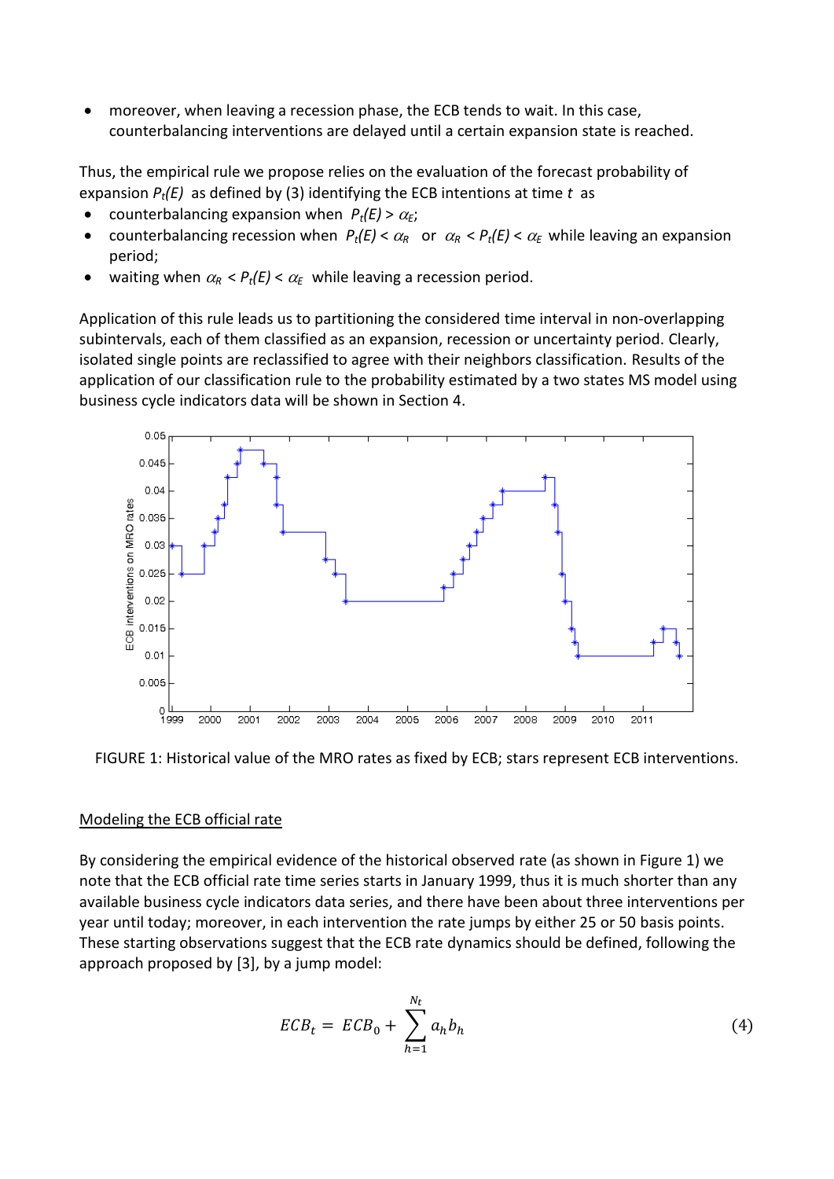- moreover, when leaving a recession phase, the ECB tends to wait. In this case, counterbalancing interventions are delayed until a certain expansion state is reached.

Thus, the empirical rule we propose relies on the evaluation of the forecast probability of expansion $P_t(E)$ as defined by (3) identifying the ECB intentions at time $t$ as

- counterbalancing expansion when $P_t(E) > \alpha_E$;
- counterbalancing recession when $P_t(E) < \alpha_R$ or $\alpha_R < P_t(E) < \alpha_E$ while leaving an expansion period;
- waiting when $\alpha_R < P_t(E) < \alpha_E$ while leaving a recession period.

Application of this rule leads us to partitioning the considered time interval in non-overlapping subintervals, each of them classified as an expansion, recession or uncertainty period. Clearly, isolated single points are reclassified to agree with their neighbors classification. Results of the application of our classification rule to the probability estimated by a two states MS model using business cycle indicators data will be shown in Section 4.

FIGURE 1: Historical value of the MRO rates as fixed by ECB; stars represent ECB interventions.

## Modeling the ECB official rate

By considering the empirical evidence of the historical observed rate (as shown in Figure 1) we note that the ECB official rate time series starts in January 1999, thus it is much shorter than any available business cycle indicators data series, and there have been about three interventions per year until today; moreover, in each intervention the rate jumps by either 25 or 50 basis points. These starting observations suggest that the ECB rate dynamics should be defined, following the approach proposed by [3], by a jump model:

$$ECB_t = ECB_0 + \sum_{h=1}^{N_t} a_h b_h \tag{4}$$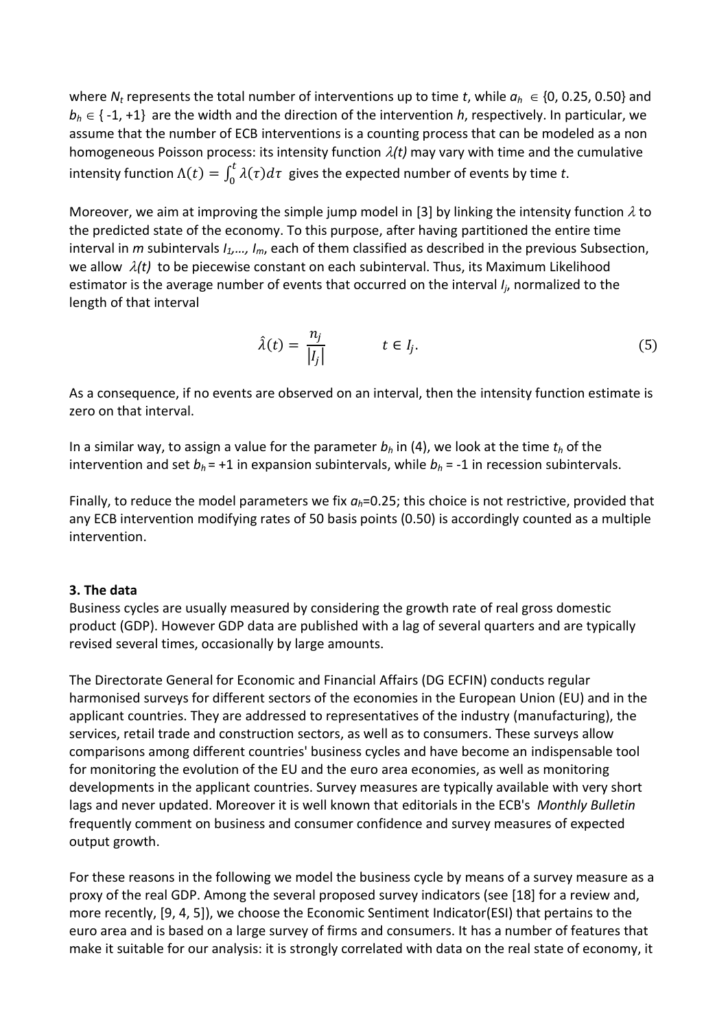where $N_t$ represents the total number of interventions up to time $t$, while $a_h \in \{0, 0.25, 0.50\}$ and $b_h \in \{-1, +1\}$ are the width and the direction of the intervention $h$, respectively. In particular, we assume that the number of ECB interventions is a counting process that can be modeled as a non homogeneous Poisson process: its intensity function $\lambda(t)$ may vary with time and the cumulative intensity function $\Lambda(t) = \int_0^t \lambda(\tau)d\tau$ gives the expected number of events by time $t$.

Moreover, we aim at improving the simple jump model in [3] by linking the intensity function $\lambda$ to the predicted state of the economy. To this purpose, after having partitioned the entire time interval in $m$ subintervals $I_1, \ldots, I_m$, each of them classified as described in the previous Subsection, we allow $\lambda(t)$ to be piecewise constant on each subinterval. Thus, its Maximum Likelihood estimator is the average number of events that occurred on the interval $I_j$, normalized to the length of that interval

$$\hat{\lambda}(t) = \frac{n_j}{|I_j|} \qquad t \in I_j. \tag{5}$$

As a consequence, if no events are observed on an interval, then the intensity function estimate is zero on that interval.

In a similar way, to assign a value for the parameter $b_h$ in (4), we look at the time $t_h$ of the intervention and set $b_h = +1$ in expansion subintervals, while $b_h = -1$ in recession subintervals.

Finally, to reduce the model parameters we fix $a_h$=0.25; this choice is not restrictive, provided that any ECB intervention modifying rates of 50 basis points (0.50) is accordingly counted as a multiple intervention.

### 3. The data

Business cycles are usually measured by considering the growth rate of real gross domestic product (GDP). However GDP data are published with a lag of several quarters and are typically revised several times, occasionally by large amounts.

The Directorate General for Economic and Financial Affairs (DG ECFIN) conducts regular harmonised surveys for different sectors of the economies in the European Union (EU) and in the applicant countries. They are addressed to representatives of the industry (manufacturing), the services, retail trade and construction sectors, as well as to consumers. These surveys allow comparisons among different countries' business cycles and have become an indispensable tool for monitoring the evolution of the EU and the euro area economies, as well as monitoring developments in the applicant countries. Survey measures are typically available with very short lags and never updated. Moreover it is well known that editorials in the ECB's *Monthly Bulletin* frequently comment on business and consumer confidence and survey measures of expected output growth.

For these reasons in the following we model the business cycle by means of a survey measure as a proxy of the real GDP. Among the several proposed survey indicators (see [18] for a review and, more recently, [9, 4, 5]), we choose the Economic Sentiment Indicator(ESI) that pertains to the euro area and is based on a large survey of firms and consumers. It has a number of features that make it suitable for our analysis: it is strongly correlated with data on the real state of economy, it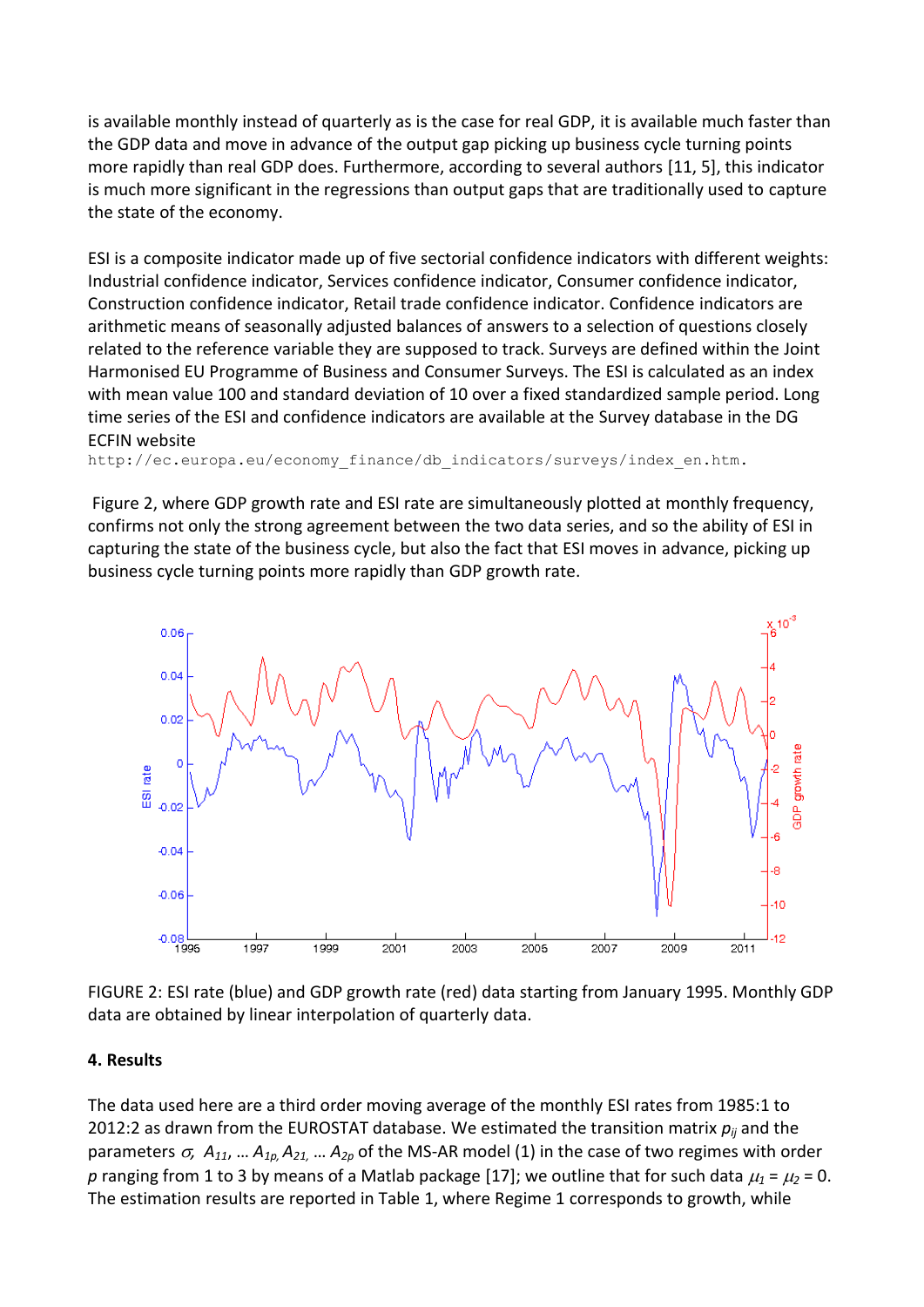is available monthly instead of quarterly as is the case for real GDP, it is available much faster than the GDP data and move in advance of the output gap picking up business cycle turning points more rapidly than real GDP does. Furthermore, according to several authors [11, 5], this indicator is much more significant in the regressions than output gaps that are traditionally used to capture the state of the economy.

ESI is a composite indicator made up of five sectorial confidence indicators with different weights: Industrial confidence indicator, Services confidence indicator, Consumer confidence indicator, Construction confidence indicator, Retail trade confidence indicator. Confidence indicators are arithmetic means of seasonally adjusted balances of answers to a selection of questions closely related to the reference variable they are supposed to track. Surveys are defined within the Joint Harmonised EU Programme of Business and Consumer Surveys. The ESI is calculated as an index with mean value 100 and standard deviation of 10 over a fixed standardized sample period. Long time series of the ESI and confidence indicators are available at the Survey database in the DG ECFIN website
http://ec.europa.eu/economy_finance/db_indicators/surveys/index_en.htm.

Figure 2, where GDP growth rate and ESI rate are simultaneously plotted at monthly frequency, confirms not only the strong agreement between the two data series, and so the ability of ESI in capturing the state of the business cycle, but also the fact that ESI moves in advance, picking up business cycle turning points more rapidly than GDP growth rate.

FIGURE 2: ESI rate (blue) and GDP growth rate (red) data starting from January 1995. Monthly GDP data are obtained by linear interpolation of quarterly data.

**4. Results**

The data used here are a third order moving average of the monthly ESI rates from 1985:1 to 2012:2 as drawn from the EUROSTAT database. We estimated the transition matrix $p_{ij}$ and the parameters $\sigma$, $A_{11}$, … $A_{1p}$, $A_{21}$, … $A_{2p}$ of the MS-AR model (1) in the case of two regimes with order $p$ ranging from 1 to 3 by means of a Matlab package [17]; we outline that for such data $\mu_1 = \mu_2 = 0$. The estimation results are reported in Table 1, where Regime 1 corresponds to growth, while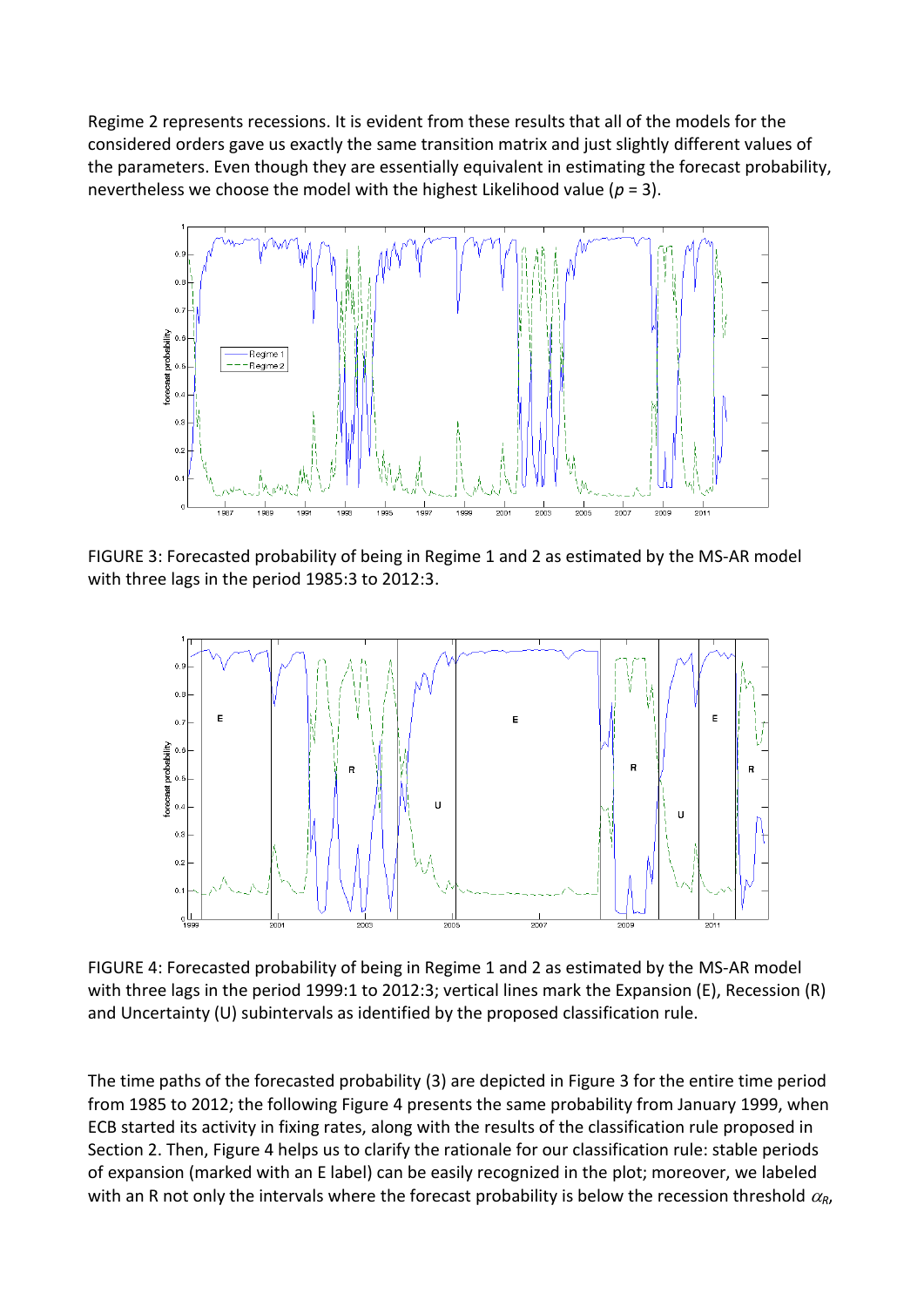Regime 2 represents recessions. It is evident from these results that all of the models for the considered orders gave us exactly the same transition matrix and just slightly different values of the parameters. Even though they are essentially equivalent in estimating the forecast probability, nevertheless we choose the model with the highest Likelihood value ($p$ = 3).

FIGURE 3: Forecasted probability of being in Regime 1 and 2 as estimated by the MS-AR model with three lags in the period 1985:3 to 2012:3.

FIGURE 4: Forecasted probability of being in Regime 1 and 2 as estimated by the MS-AR model with three lags in the period 1999:1 to 2012:3; vertical lines mark the Expansion (E), Recession (R) and Uncertainty (U) subintervals as identified by the proposed classification rule.

The time paths of the forecasted probability (3) are depicted in Figure 3 for the entire time period from 1985 to 2012; the following Figure 4 presents the same probability from January 1999, when ECB started its activity in fixing rates, along with the results of the classification rule proposed in Section 2. Then, Figure 4 helps us to clarify the rationale for our classification rule: stable periods of expansion (marked with an E label) can be easily recognized in the plot; moreover, we labeled with an R not only the intervals where the forecast probability is below the recession threshold $\alpha_R$,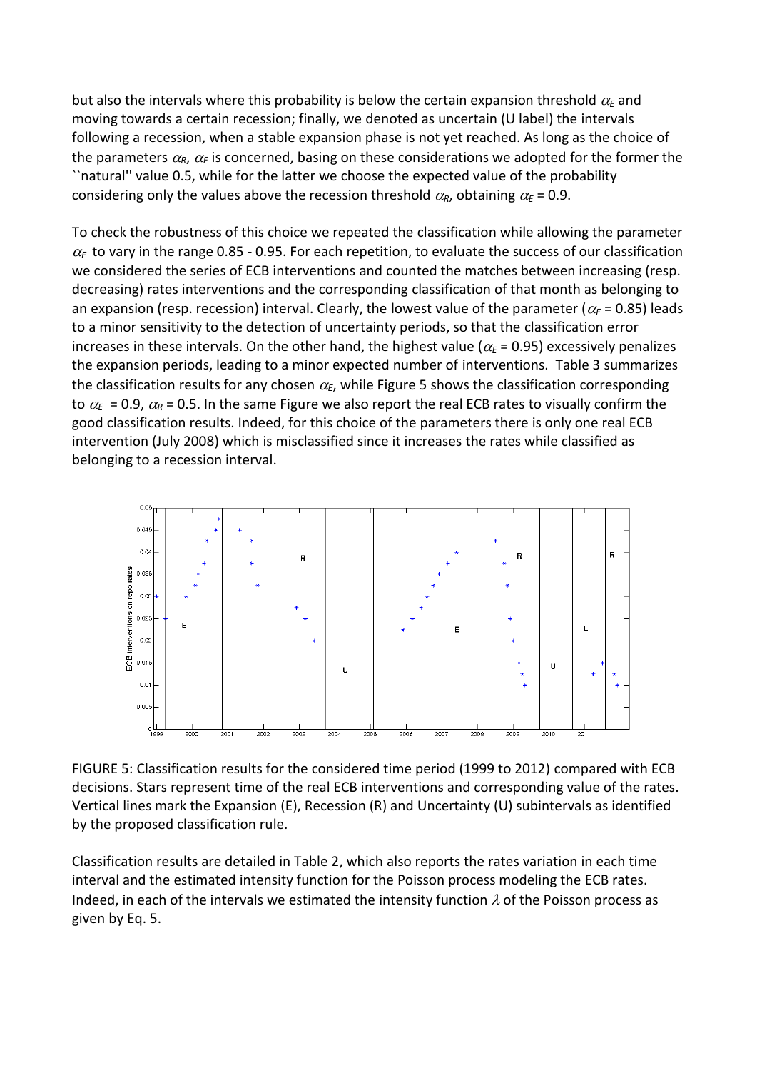but also the intervals where this probability is below the certain expansion threshold $\alpha_E$ and moving towards a certain recession; finally, we denoted as uncertain (U label) the intervals following a recession, when a stable expansion phase is not yet reached. As long as the choice of the parameters $\alpha_R$, $\alpha_E$ is concerned, basing on these considerations we adopted for the former the ``natural'' value 0.5, while for the latter we choose the expected value of the probability considering only the values above the recession threshold $\alpha_R$, obtaining $\alpha_E$ = 0.9.

To check the robustness of this choice we repeated the classification while allowing the parameter $\alpha_E$ to vary in the range 0.85 - 0.95. For each repetition, to evaluate the success of our classification we considered the series of ECB interventions and counted the matches between increasing (resp. decreasing) rates interventions and the corresponding classification of that month as belonging to an expansion (resp. recession) interval. Clearly, the lowest value of the parameter ($\alpha_E$ = 0.85) leads to a minor sensitivity to the detection of uncertainty periods, so that the classification error increases in these intervals. On the other hand, the highest value ($\alpha_E$ = 0.95) excessively penalizes the expansion periods, leading to a minor expected number of interventions. Table 3 summarizes the classification results for any chosen $\alpha_E$, while Figure 5 shows the classification corresponding to $\alpha_E$ = 0.9, $\alpha_R$ = 0.5. In the same Figure we also report the real ECB rates to visually confirm the good classification results. Indeed, for this choice of the parameters there is only one real ECB intervention (July 2008) which is misclassified since it increases the rates while classified as belonging to a recession interval.

FIGURE 5: Classification results for the considered time period (1999 to 2012) compared with ECB decisions. Stars represent time of the real ECB interventions and corresponding value of the rates. Vertical lines mark the Expansion (E), Recession (R) and Uncertainty (U) subintervals as identified by the proposed classification rule.

Classification results are detailed in Table 2, which also reports the rates variation in each time interval and the estimated intensity function for the Poisson process modeling the ECB rates. Indeed, in each of the intervals we estimated the intensity function $\lambda$ of the Poisson process as given by Eq. 5.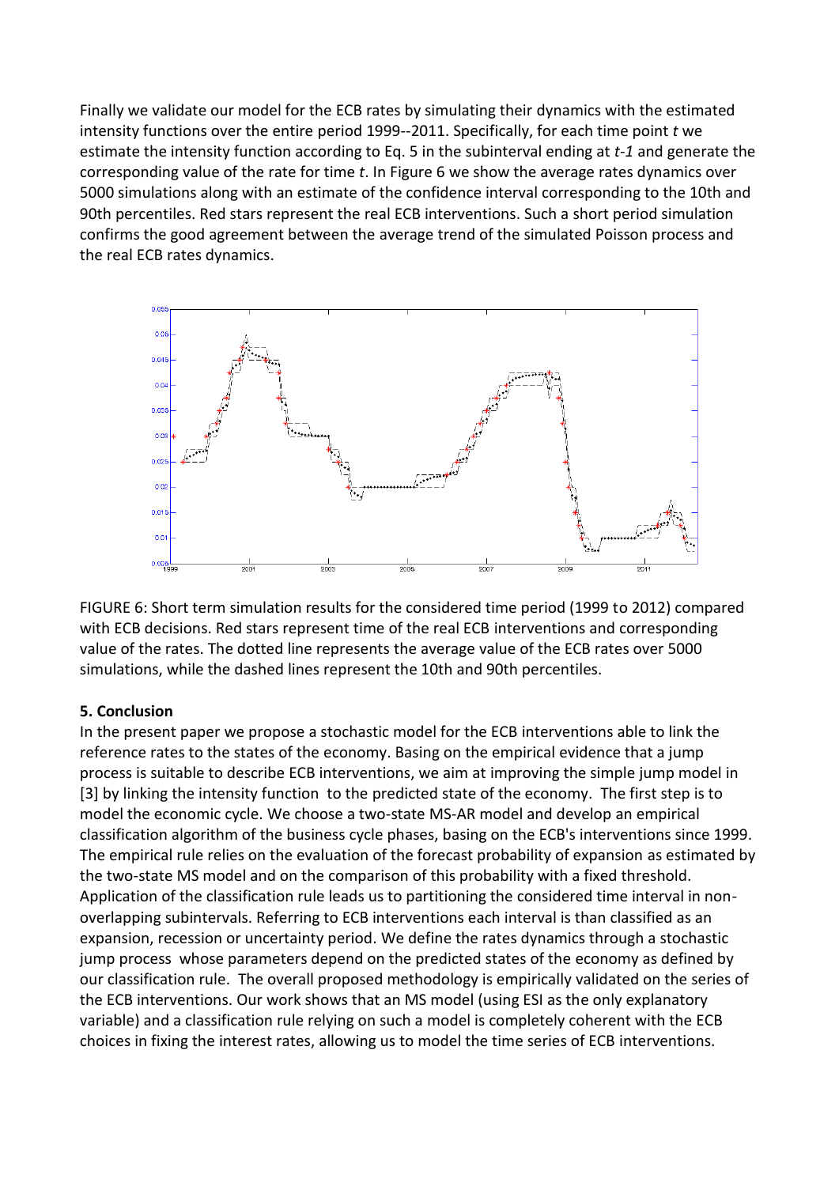Finally we validate our model for the ECB rates by simulating their dynamics with the estimated intensity functions over the entire period 1999--2011. Specifically, for each time point *t* we estimate the intensity function according to Eq. 5 in the subinterval ending at *t-1* and generate the corresponding value of the rate for time *t*. In Figure 6 we show the average rates dynamics over 5000 simulations along with an estimate of the confidence interval corresponding to the 10th and 90th percentiles. Red stars represent the real ECB interventions. Such a short period simulation confirms the good agreement between the average trend of the simulated Poisson process and the real ECB rates dynamics.

FIGURE 6: Short term simulation results for the considered time period (1999 to 2012) compared with ECB decisions. Red stars represent time of the real ECB interventions and corresponding value of the rates. The dotted line represents the average value of the ECB rates over 5000 simulations, while the dashed lines represent the 10th and 90th percentiles.

## 5. Conclusion

In the present paper we propose a stochastic model for the ECB interventions able to link the reference rates to the states of the economy. Basing on the empirical evidence that a jump process is suitable to describe ECB interventions, we aim at improving the simple jump model in [3] by linking the intensity function to the predicted state of the economy. The first step is to model the economic cycle. We choose a two-state MS-AR model and develop an empirical classification algorithm of the business cycle phases, basing on the ECB's interventions since 1999. The empirical rule relies on the evaluation of the forecast probability of expansion as estimated by the two-state MS model and on the comparison of this probability with a fixed threshold. Application of the classification rule leads us to partitioning the considered time interval in non-overlapping subintervals. Referring to ECB interventions each interval is than classified as an expansion, recession or uncertainty period. We define the rates dynamics through a stochastic jump process whose parameters depend on the predicted states of the economy as defined by our classification rule. The overall proposed methodology is empirically validated on the series of the ECB interventions. Our work shows that an MS model (using ESI as the only explanatory variable) and a classification rule relying on such a model is completely coherent with the ECB choices in fixing the interest rates, allowing us to model the time series of ECB interventions.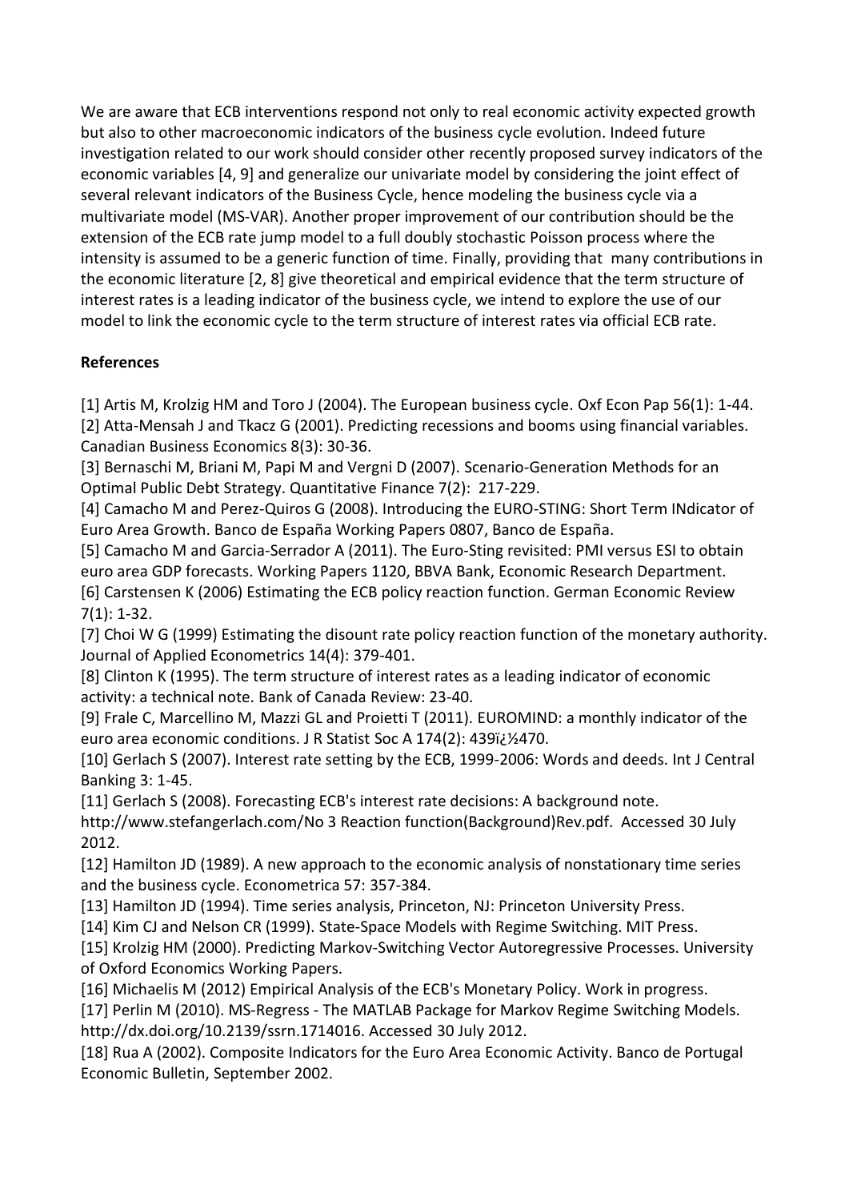We are aware that ECB interventions respond not only to real economic activity expected growth but also to other macroeconomic indicators of the business cycle evolution. Indeed future investigation related to our work should consider other recently proposed survey indicators of the economic variables [4, 9] and generalize our univariate model by considering the joint effect of several relevant indicators of the Business Cycle, hence modeling the business cycle via a multivariate model (MS-VAR). Another proper improvement of our contribution should be the extension of the ECB rate jump model to a full doubly stochastic Poisson process where the intensity is assumed to be a generic function of time. Finally, providing that many contributions in the economic literature [2, 8] give theoretical and empirical evidence that the term structure of interest rates is a leading indicator of the business cycle, we intend to explore the use of our model to link the economic cycle to the term structure of interest rates via official ECB rate.

**References**

[1] Artis M, Krolzig HM and Toro J (2004). The European business cycle. Oxf Econ Pap 56(1): 1-44.
[2] Atta-Mensah J and Tkacz G (2001). Predicting recessions and booms using financial variables. Canadian Business Economics 8(3): 30-36.
[3] Bernaschi M, Briani M, Papi M and Vergni D (2007). Scenario-Generation Methods for an Optimal Public Debt Strategy. Quantitative Finance 7(2): 217-229.
[4] Camacho M and Perez-Quiros G (2008). Introducing the EURO-STING: Short Term INdicator of Euro Area Growth. Banco de España Working Papers 0807, Banco de España.
[5] Camacho M and Garcia-Serrador A (2011). The Euro-Sting revisited: PMI versus ESI to obtain euro area GDP forecasts. Working Papers 1120, BBVA Bank, Economic Research Department.
[6] Carstensen K (2006) Estimating the ECB policy reaction function. German Economic Review 7(1): 1-32.
[7] Choi W G (1999) Estimating the disount rate policy reaction function of the monetary authority. Journal of Applied Econometrics 14(4): 379-401.
[8] Clinton K (1995). The term structure of interest rates as a leading indicator of economic activity: a technical note. Bank of Canada Review: 23-40.
[9] Frale C, Marcellino M, Mazzi GL and Proietti T (2011). EUROMIND: a monthly indicator of the euro area economic conditions. J R Statist Soc A 174(2): 439ï¿½470.
[10] Gerlach S (2007). Interest rate setting by the ECB, 1999-2006: Words and deeds. Int J Central Banking 3: 1-45.
[11] Gerlach S (2008). Forecasting ECB's interest rate decisions: A background note. http://www.stefangerlach.com/No 3 Reaction function(Background)Rev.pdf. Accessed 30 July 2012.
[12] Hamilton JD (1989). A new approach to the economic analysis of nonstationary time series and the business cycle. Econometrica 57: 357-384.
[13] Hamilton JD (1994). Time series analysis, Princeton, NJ: Princeton University Press.
[14] Kim CJ and Nelson CR (1999). State-Space Models with Regime Switching. MIT Press.
[15] Krolzig HM (2000). Predicting Markov-Switching Vector Autoregressive Processes. University of Oxford Economics Working Papers.
[16] Michaelis M (2012) Empirical Analysis of the ECB's Monetary Policy. Work in progress.
[17] Perlin M (2010). MS-Regress - The MATLAB Package for Markov Regime Switching Models. http://dx.doi.org/10.2139/ssrn.1714016. Accessed 30 July 2012.
[18] Rua A (2002). Composite Indicators for the Euro Area Economic Activity. Banco de Portugal Economic Bulletin, September 2002.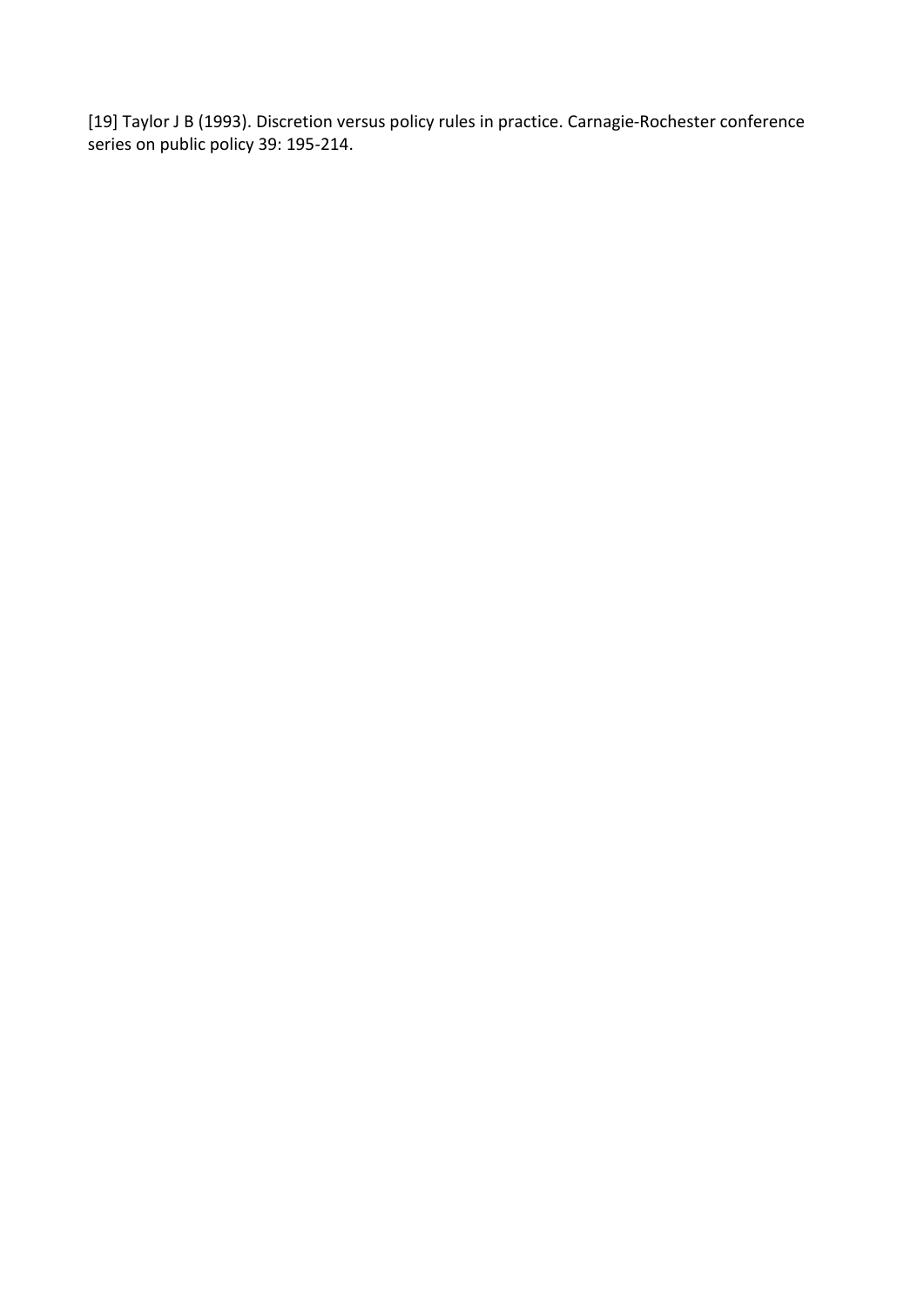[19] Taylor J B (1993). Discretion versus policy rules in practice. Carnagie-Rochester conference series on public policy 39: 195-214.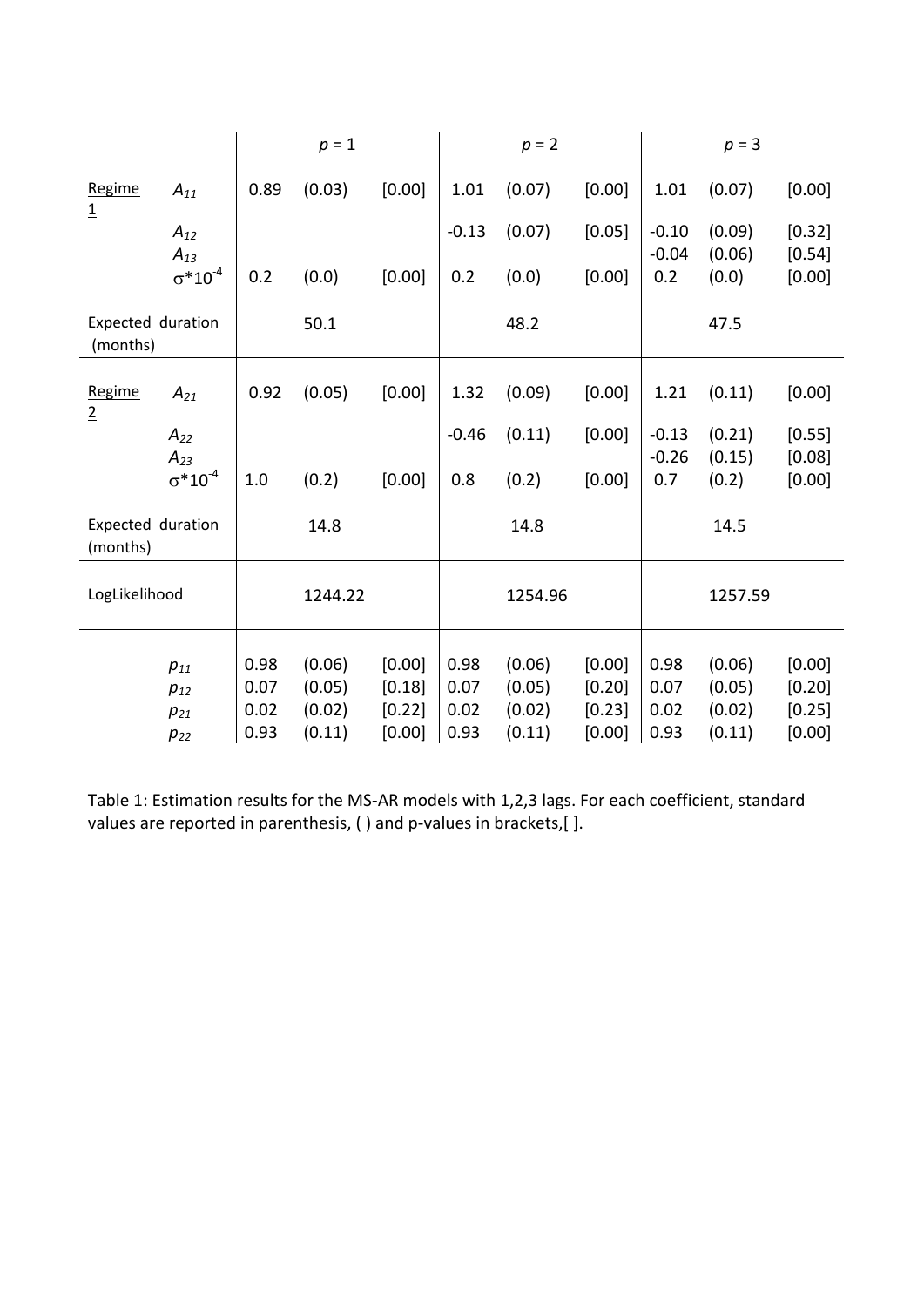| | | $p$ = 1 | | | $p$ = 2 | | | $p$ = 3 | | |
|---|---|---|---|---|---|---|---|---|---|---|
| Regime 1 | $A_{11}$ | 0.89 | (0.03) | [0.00] | 1.01 | (0.07) | [0.00] | 1.01 | (0.07) | [0.00] |
| | $A_{12}$ | | | | -0.13 | (0.07) | [0.05] | -0.10 | (0.09) | [0.32] |
| | $A_{13}$ | | | | | | | -0.04 | (0.06) | [0.54] |
| | $\sigma*10^{-4}$ | 0.2 | (0.0) | [0.00] | 0.2 | (0.0) | [0.00] | 0.2 | (0.0) | [0.00] |
| Expected duration (months) | | | 50.1 | | | 48.2 | | | 47.5 | |
| Regime 2 | $A_{21}$ | 0.92 | (0.05) | [0.00] | 1.32 | (0.09) | [0.00] | 1.21 | (0.11) | [0.00] |
| | $A_{22}$ | | | | -0.46 | (0.11) | [0.00] | -0.13 | (0.21) | [0.55] |
| | $A_{23}$ | | | | | | | -0.26 | (0.15) | [0.08] |
| | $\sigma*10^{-4}$ | 1.0 | (0.2) | [0.00] | 0.8 | (0.2) | [0.00] | 0.7 | (0.2) | [0.00] |
| Expected duration (months) | | | 14.8 | | | 14.8 | | | 14.5 | |
| LogLikelihood | | | 1244.22 | | | 1254.96 | | | 1257.59 | |
| | $p_{11}$ | 0.98 | (0.06) | [0.00] | 0.98 | (0.06) | [0.00] | 0.98 | (0.06) | [0.00] |
| | $p_{12}$ | 0.07 | (0.05) | [0.18] | 0.07 | (0.05) | [0.20] | 0.07 | (0.05) | [0.20] |
| | $p_{21}$ | 0.02 | (0.02) | [0.22] | 0.02 | (0.02) | [0.23] | 0.02 | (0.02) | [0.25] |
| | $p_{22}$ | 0.93 | (0.11) | [0.00] | 0.93 | (0.11) | [0.00] | 0.93 | (0.11) | [0.00] |

Table 1: Estimation results for the MS-AR models with 1,2,3 lags. For each coefficient, standard values are reported in parenthesis, ( ) and p-values in brackets,[ ].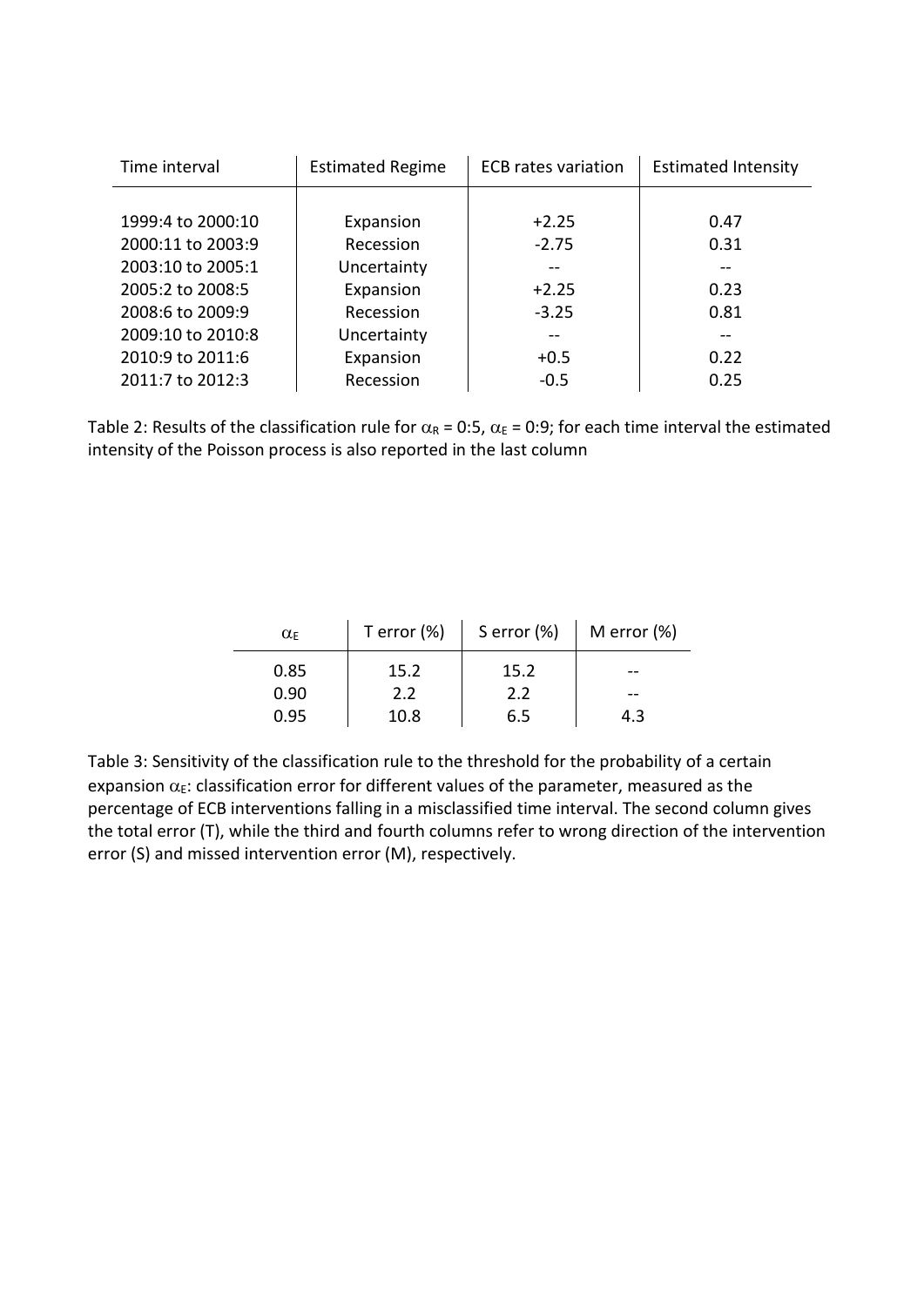| Time interval | Estimated Regime | ECB rates variation | Estimated Intensity |
|---|---|---|---|
| 1999:4 to 2000:10 | Expansion | +2.25 | 0.47 |
| 2000:11 to 2003:9 | Recession | -2.75 | 0.31 |
| 2003:10 to 2005:1 | Uncertainty | -- | -- |
| 2005:2 to 2008:5 | Expansion | +2.25 | 0.23 |
| 2008:6 to 2009:9 | Recession | -3.25 | 0.81 |
| 2009:10 to 2010:8 | Uncertainty | -- | -- |
| 2010:9 to 2011:6 | Expansion | +0.5 | 0.22 |
| 2011:7 to 2012:3 | Recession | -0.5 | 0.25 |

Table 2: Results of the classification rule for $\alpha_R$ = 0:5, $\alpha_E$ = 0:9; for each time interval the estimated intensity of the Poisson process is also reported in the last column

| $\alpha_E$ | T error (%) | S error (%) | M error (%) |
|---|---|---|---|
| 0.85 | 15.2 | 15.2 | -- |
| 0.90 | 2.2 | 2.2 | -- |
| 0.95 | 10.8 | 6.5 | 4.3 |

Table 3: Sensitivity of the classification rule to the threshold for the probability of a certain expansion $\alpha_E$: classification error for different values of the parameter, measured as the percentage of ECB interventions falling in a misclassified time interval. The second column gives the total error (T), while the third and fourth columns refer to wrong direction of the intervention error (S) and missed intervention error (M), respectively.